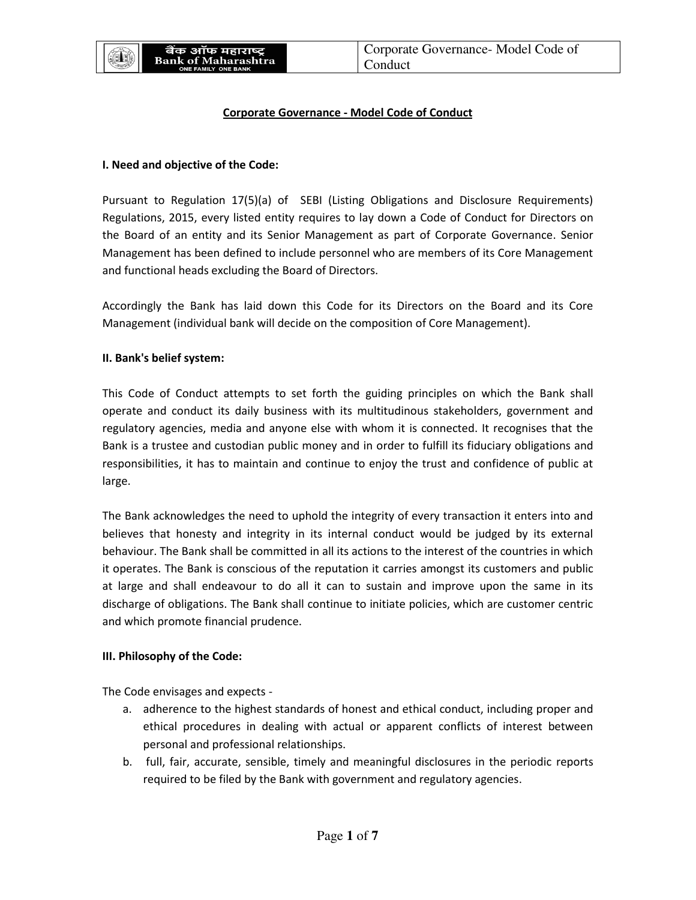# Corporate Governance - Model Code of Conduct

## I. Need and objective of the Code:

Pursuant to Regulation 17(5)(a) of SEBI (Listing Obligations and Disclosure Requirements) Regulations, 2015, every listed entity requires to lay down a Code of Conduct for Directors on the Board of an entity and its Senior Management as part of Corporate Governance. Senior Management has been defined to include personnel who are members of its Core Management and functional heads excluding the Board of Directors.

Accordingly the Bank has laid down this Code for its Directors on the Board and its Core Management (individual bank will decide on the composition of Core Management).

## II. Bank's belief system:

This Code of Conduct attempts to set forth the guiding principles on which the Bank shall operate and conduct its daily business with its multitudinous stakeholders, government and regulatory agencies, media and anyone else with whom it is connected. It recognises that the Bank is a trustee and custodian public money and in order to fulfill its fiduciary obligations and responsibilities, it has to maintain and continue to enjoy the trust and confidence of public at large.

The Bank acknowledges the need to uphold the integrity of every transaction it enters into and believes that honesty and integrity in its internal conduct would be judged by its external behaviour. The Bank shall be committed in all its actions to the interest of the countries in which it operates. The Bank is conscious of the reputation it carries amongst its customers and public at large and shall endeavour to do all it can to sustain and improve upon the same in its discharge of obligations. The Bank shall continue to initiate policies, which are customer centric and which promote financial prudence.

## III. Philosophy of the Code:

The Code envisages and expects -

a. adherence to the highest standards of honest and ethical conduct, including proper and ethical procedures in dealing with actual or apparent conflicts of interest between personal and professional relationships.
b. full, fair, accurate, sensible, timely and meaningful disclosures in the periodic reports required to be filed by the Bank with government and regulatory agencies.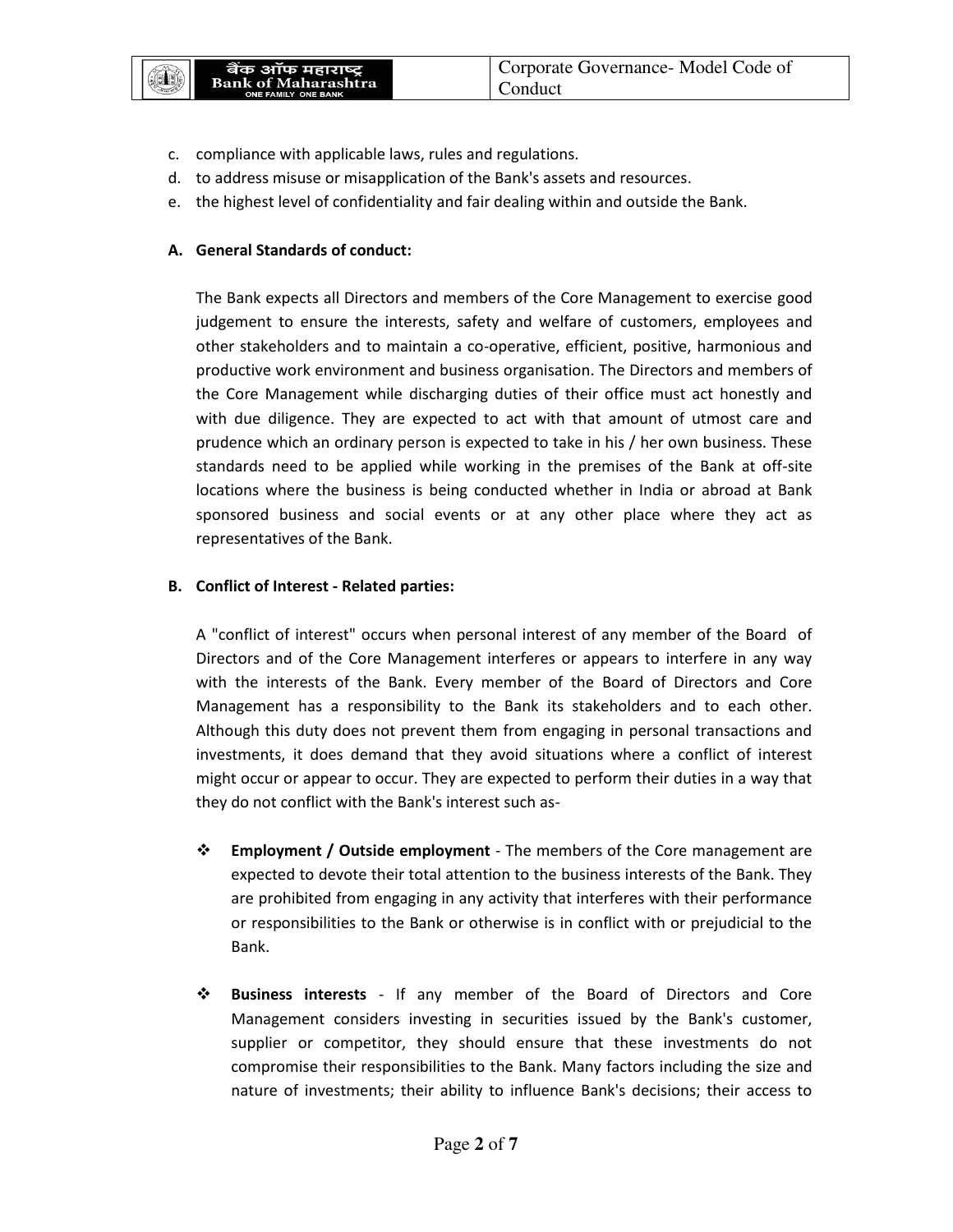c. compliance with applicable laws, rules and regulations.
d. to address misuse or misapplication of the Bank's assets and resources.
e. the highest level of confidentiality and fair dealing within and outside the Bank.

**A. General Standards of conduct:**

The Bank expects all Directors and members of the Core Management to exercise good judgement to ensure the interests, safety and welfare of customers, employees and other stakeholders and to maintain a co-operative, efficient, positive, harmonious and productive work environment and business organisation. The Directors and members of the Core Management while discharging duties of their office must act honestly and with due diligence. They are expected to act with that amount of utmost care and prudence which an ordinary person is expected to take in his / her own business. These standards need to be applied while working in the premises of the Bank at off-site locations where the business is being conducted whether in India or abroad at Bank sponsored business and social events or at any other place where they act as representatives of the Bank.

**B. Conflict of Interest - Related parties:**

A "conflict of interest" occurs when personal interest of any member of the Board of Directors and of the Core Management interferes or appears to interfere in any way with the interests of the Bank. Every member of the Board of Directors and Core Management has a responsibility to the Bank its stakeholders and to each other. Although this duty does not prevent them from engaging in personal transactions and investments, it does demand that they avoid situations where a conflict of interest might occur or appear to occur. They are expected to perform their duties in a way that they do not conflict with the Bank's interest such as-

- **Employment / Outside employment** - The members of the Core management are expected to devote their total attention to the business interests of the Bank. They are prohibited from engaging in any activity that interferes with their performance or responsibilities to the Bank or otherwise is in conflict with or prejudicial to the Bank.

- **Business interests** - If any member of the Board of Directors and Core Management considers investing in securities issued by the Bank's customer, supplier or competitor, they should ensure that these investments do not compromise their responsibilities to the Bank. Many factors including the size and nature of investments; their ability to influence Bank's decisions; their access to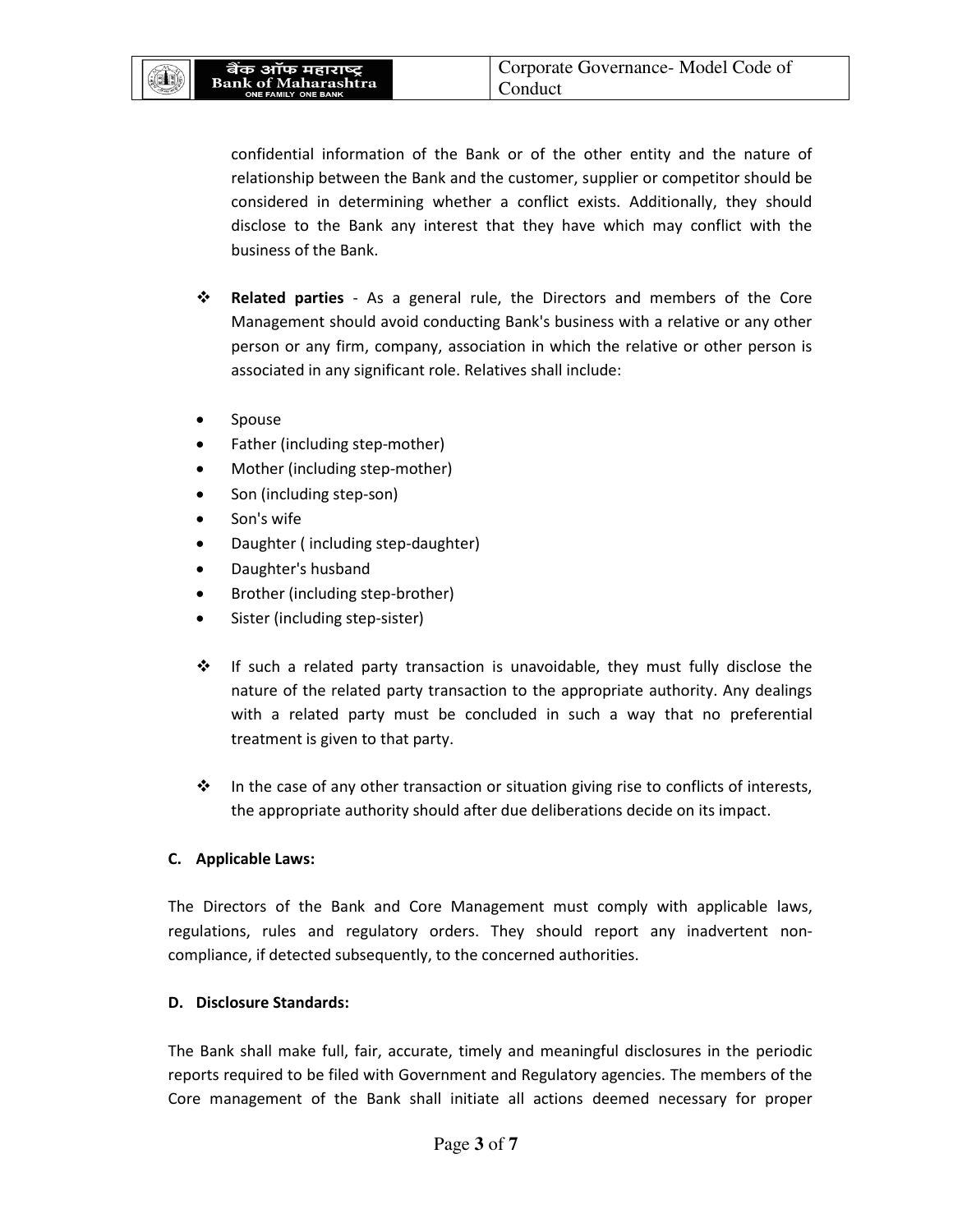confidential information of the Bank or of the other entity and the nature of relationship between the Bank and the customer, supplier or competitor should be considered in determining whether a conflict exists. Additionally, they should disclose to the Bank any interest that they have which may conflict with the business of the Bank.

- **Related parties** - As a general rule, the Directors and members of the Core Management should avoid conducting Bank's business with a relative or any other person or any firm, company, association in which the relative or other person is associated in any significant role. Relatives shall include:

- Spouse
- Father (including step-mother)
- Mother (including step-mother)
- Son (including step-son)
- Son's wife
- Daughter ( including step-daughter)
- Daughter's husband
- Brother (including step-brother)
- Sister (including step-sister)

- If such a related party transaction is unavoidable, they must fully disclose the nature of the related party transaction to the appropriate authority. Any dealings with a related party must be concluded in such a way that no preferential treatment is given to that party.

- In the case of any other transaction or situation giving rise to conflicts of interests, the appropriate authority should after due deliberations decide on its impact.

**C. Applicable Laws:**

The Directors of the Bank and Core Management must comply with applicable laws, regulations, rules and regulatory orders. They should report any inadvertent non-compliance, if detected subsequently, to the concerned authorities.

**D. Disclosure Standards:**

The Bank shall make full, fair, accurate, timely and meaningful disclosures in the periodic reports required to be filed with Government and Regulatory agencies. The members of the Core management of the Bank shall initiate all actions deemed necessary for proper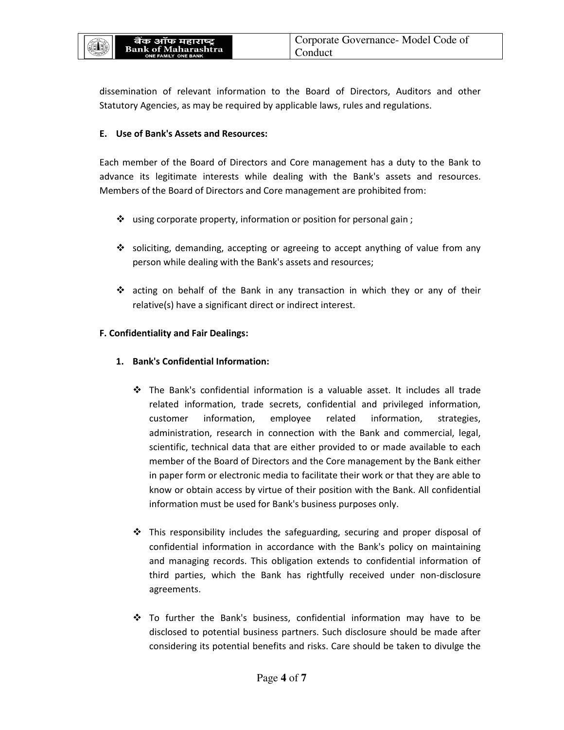dissemination of relevant information to the Board of Directors, Auditors and other Statutory Agencies, as may be required by applicable laws, rules and regulations.

### E. Use of Bank's Assets and Resources:

Each member of the Board of Directors and Core management has a duty to the Bank to advance its legitimate interests while dealing with the Bank's assets and resources. Members of the Board of Directors and Core management are prohibited from:

- using corporate property, information or position for personal gain ;
- soliciting, demanding, accepting or agreeing to accept anything of value from any person while dealing with the Bank's assets and resources;
- acting on behalf of the Bank in any transaction in which they or any of their relative(s) have a significant direct or indirect interest.

### F. Confidentiality and Fair Dealings:

#### 1. Bank's Confidential Information:

- The Bank's confidential information is a valuable asset. It includes all trade related information, trade secrets, confidential and privileged information, customer information, employee related information, strategies, administration, research in connection with the Bank and commercial, legal, scientific, technical data that are either provided to or made available to each member of the Board of Directors and the Core management by the Bank either in paper form or electronic media to facilitate their work or that they are able to know or obtain access by virtue of their position with the Bank. All confidential information must be used for Bank's business purposes only.
- This responsibility includes the safeguarding, securing and proper disposal of confidential information in accordance with the Bank's policy on maintaining and managing records. This obligation extends to confidential information of third parties, which the Bank has rightfully received under non-disclosure agreements.
- To further the Bank's business, confidential information may have to be disclosed to potential business partners. Such disclosure should be made after considering its potential benefits and risks. Care should be taken to divulge the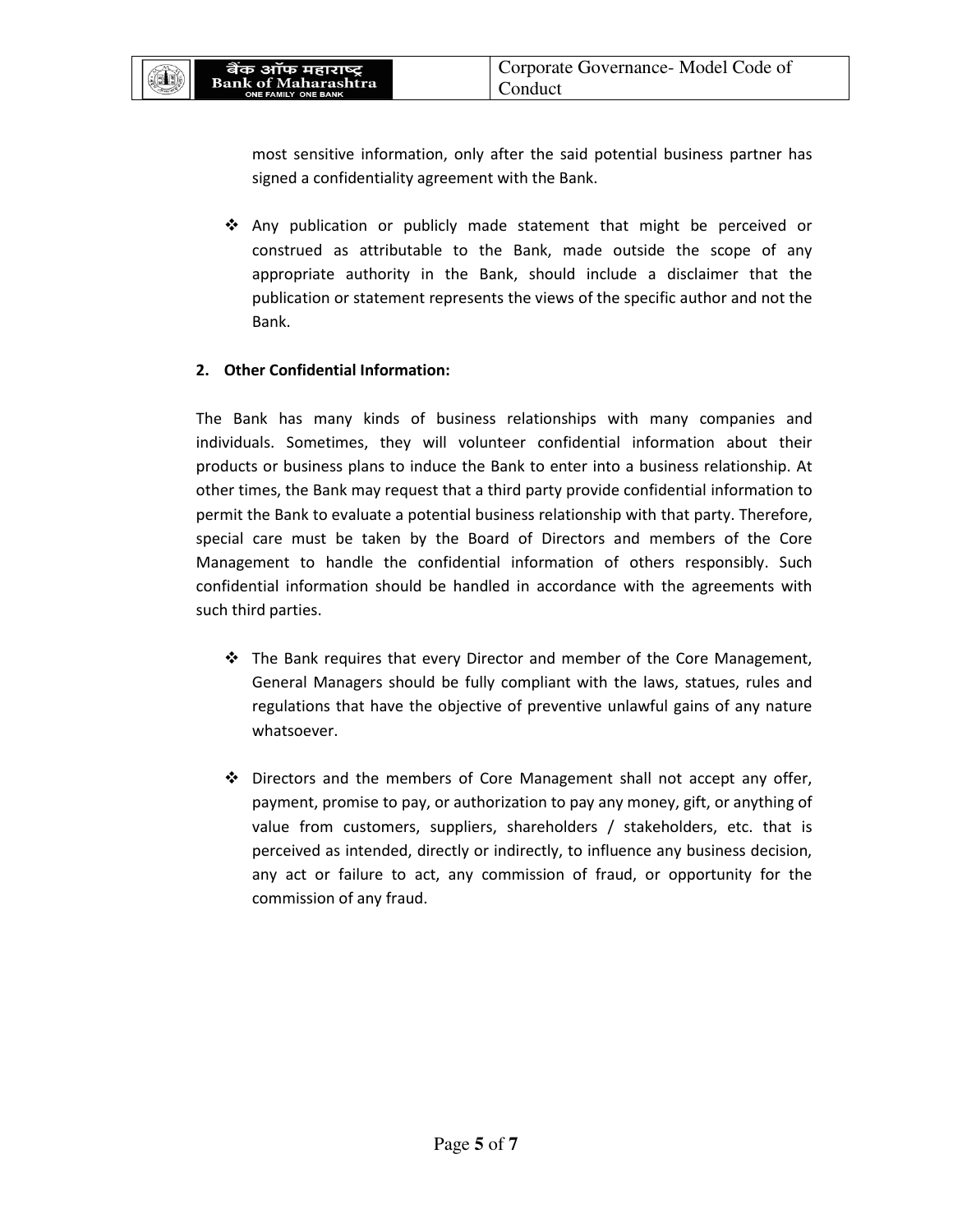most sensitive information, only after the said potential business partner has signed a confidentiality agreement with the Bank.

- Any publication or publicly made statement that might be perceived or construed as attributable to the Bank, made outside the scope of any appropriate authority in the Bank, should include a disclaimer that the publication or statement represents the views of the specific author and not the Bank.

**2. Other Confidential Information:**

The Bank has many kinds of business relationships with many companies and individuals. Sometimes, they will volunteer confidential information about their products or business plans to induce the Bank to enter into a business relationship. At other times, the Bank may request that a third party provide confidential information to permit the Bank to evaluate a potential business relationship with that party. Therefore, special care must be taken by the Board of Directors and members of the Core Management to handle the confidential information of others responsibly. Such confidential information should be handled in accordance with the agreements with such third parties.

- The Bank requires that every Director and member of the Core Management, General Managers should be fully compliant with the laws, statues, rules and regulations that have the objective of preventive unlawful gains of any nature whatsoever.

- Directors and the members of Core Management shall not accept any offer, payment, promise to pay, or authorization to pay any money, gift, or anything of value from customers, suppliers, shareholders / stakeholders, etc. that is perceived as intended, directly or indirectly, to influence any business decision, any act or failure to act, any commission of fraud, or opportunity for the commission of any fraud.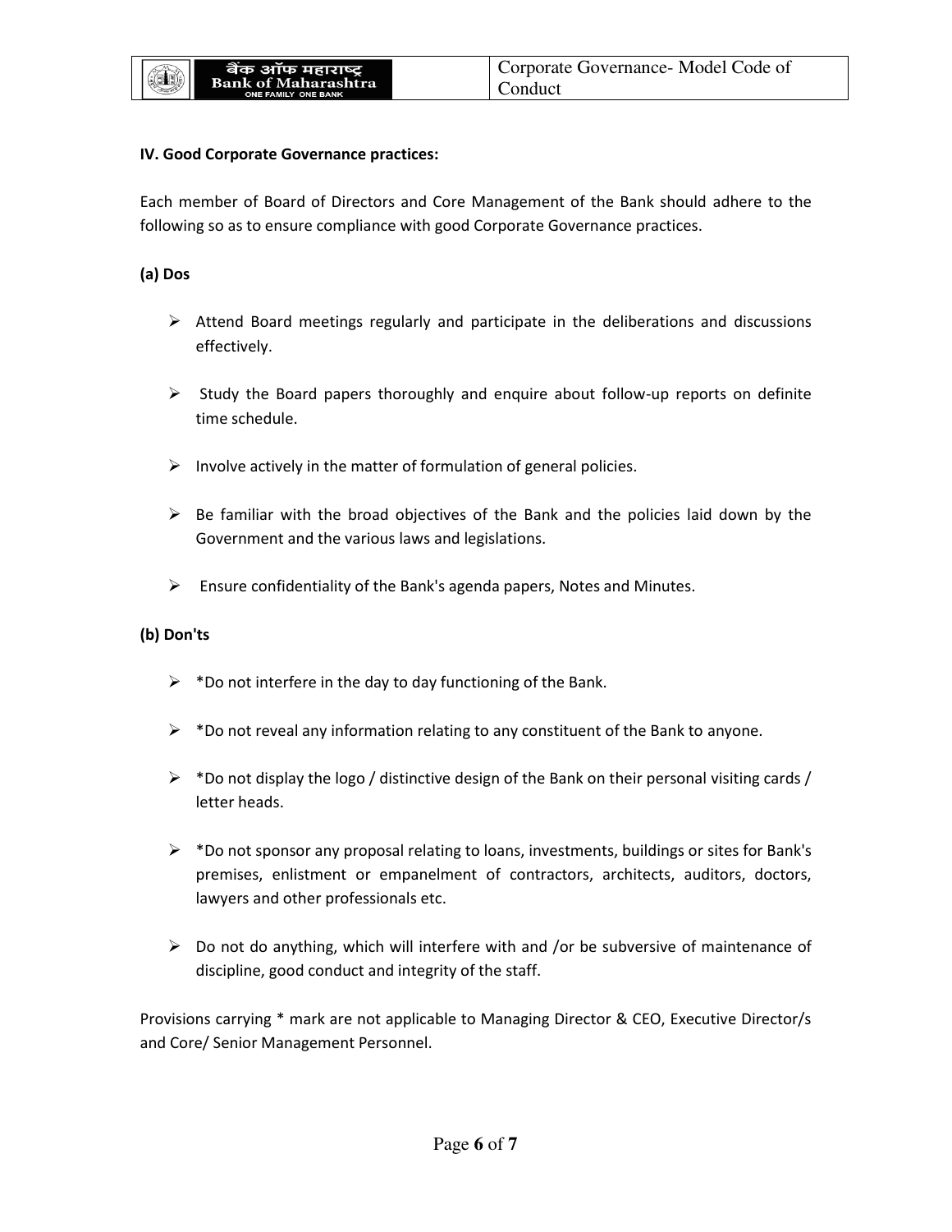**IV. Good Corporate Governance practices:**

Each member of Board of Directors and Core Management of the Bank should adhere to the following so as to ensure compliance with good Corporate Governance practices.

**(a) Dos**

- Attend Board meetings regularly and participate in the deliberations and discussions effectively.
- Study the Board papers thoroughly and enquire about follow-up reports on definite time schedule.
- Involve actively in the matter of formulation of general policies.
- Be familiar with the broad objectives of the Bank and the policies laid down by the Government and the various laws and legislations.
- Ensure confidentiality of the Bank's agenda papers, Notes and Minutes.

**(b) Don'ts**

- *Do not interfere in the day to day functioning of the Bank.
- *Do not reveal any information relating to any constituent of the Bank to anyone.
- *Do not display the logo / distinctive design of the Bank on their personal visiting cards / letter heads.
- *Do not sponsor any proposal relating to loans, investments, buildings or sites for Bank's premises, enlistment or empanelment of contractors, architects, auditors, doctors, lawyers and other professionals etc.
- Do not do anything, which will interfere with and /or be subversive of maintenance of discipline, good conduct and integrity of the staff.

Provisions carrying * mark are not applicable to Managing Director & CEO, Executive Director/s and Core/ Senior Management Personnel.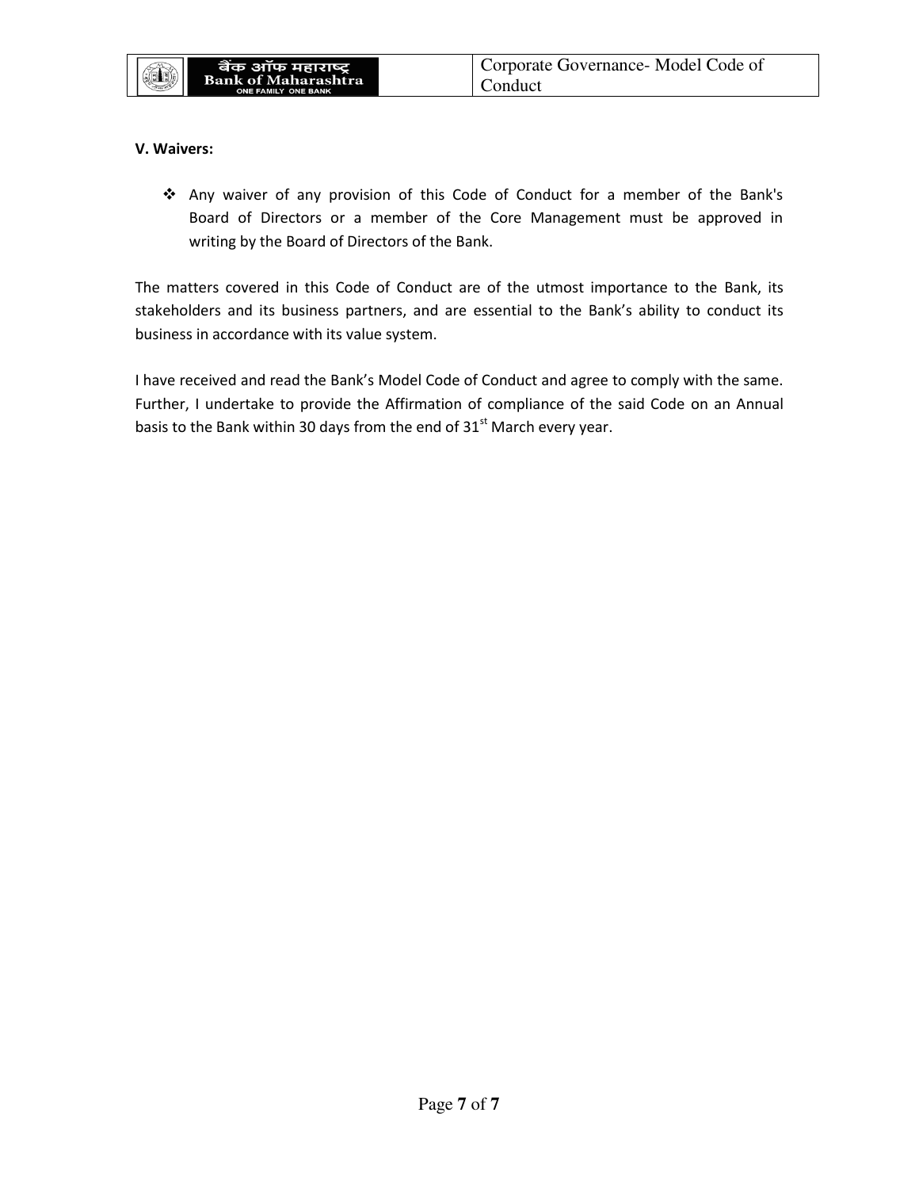**V. Waivers:**

- Any waiver of any provision of this Code of Conduct for a member of the Bank's Board of Directors or a member of the Core Management must be approved in writing by the Board of Directors of the Bank.

The matters covered in this Code of Conduct are of the utmost importance to the Bank, its stakeholders and its business partners, and are essential to the Bank's ability to conduct its business in accordance with its value system.

I have received and read the Bank's Model Code of Conduct and agree to comply with the same. Further, I undertake to provide the Affirmation of compliance of the said Code on an Annual basis to the Bank within 30 days from the end of 31st March every year.